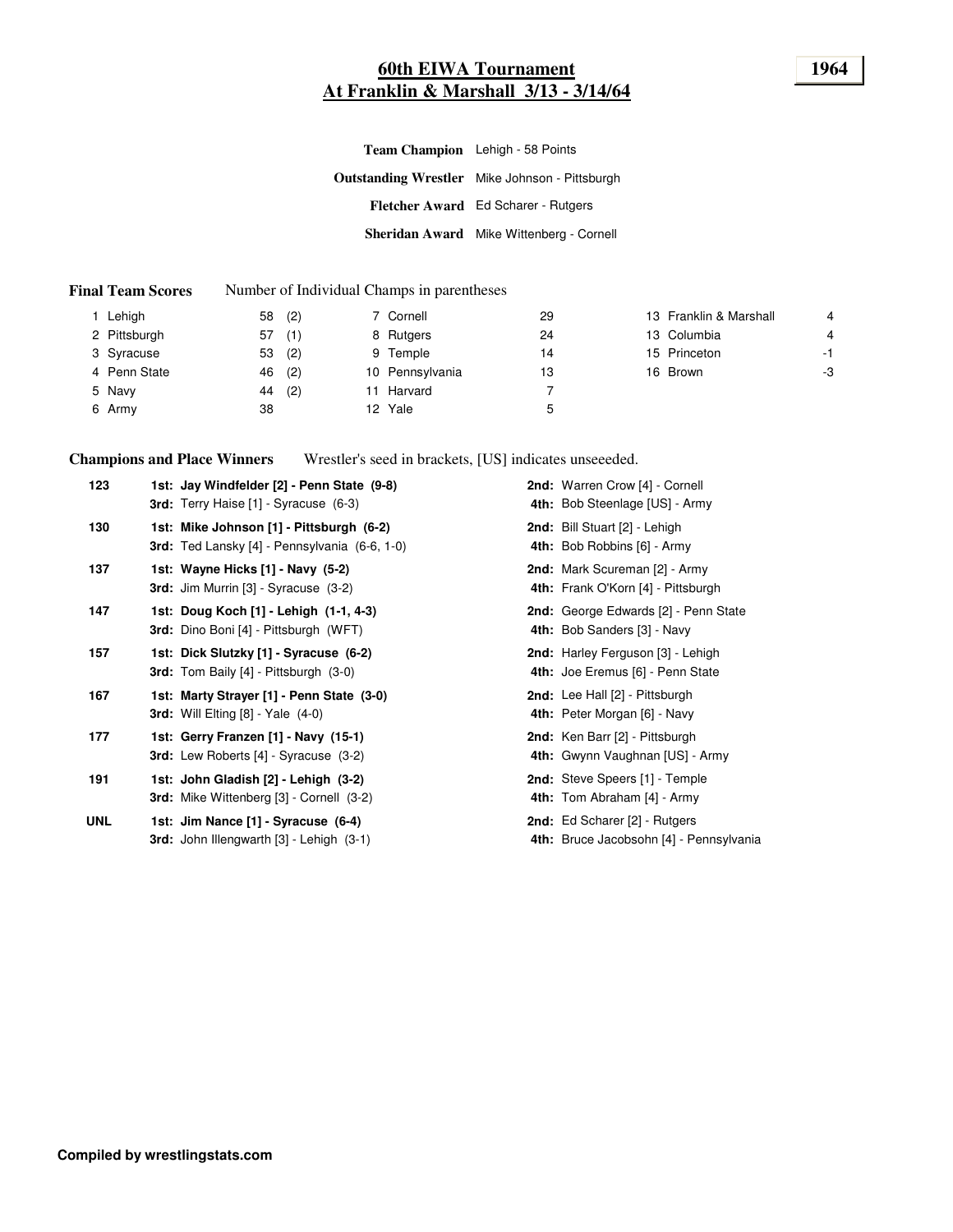# 60th EIWA Tournament
## At Franklin & Marshall 3/13 - 3/14/64

**1964**

| | |
|---|---|
| **Team Champion** | Lehigh - 58 Points |
| **Outstanding Wrestler** | Mike Johnson - Pittsburgh |
| **Fletcher Award** | Ed Scharer - Rutgers |
| **Sheridan Award** | Mike Wittenberg - Cornell |

**Final Team Scores** Number of Individual Champs in parentheses

| Rank | Team | Points | Champs | Rank | Team | Points | Rank | Team | Points |
|---|---|---|---|---|---|---|---|---|---|
| 1 | Lehigh | 58 | (2) | 7 | Cornell | 29 | 13 | Franklin & Marshall | 4 |
| 2 | Pittsburgh | 57 | (1) | 8 | Rutgers | 24 | 13 | Columbia | 4 |
| 3 | Syracuse | 53 | (2) | 9 | Temple | 14 | 15 | Princeton | -1 |
| 4 | Penn State | 46 | (2) | 10 | Pennsylvania | 13 | 16 | Brown | -3 |
| 5 | Navy | 44 | (2) | 11 | Harvard | 7 | | | |
| 6 | Army | 38 | | 12 | Yale | 5 | | | |

**Champions and Place Winners** Wrestler's seed in brackets, [US] indicates unseeeded.

| Weight | Place | Place |
|---|---|---|
| 123 | **1st: Jay Windfelder [2] - Penn State (9-8)** | **2nd:** Warren Crow [4] - Cornell |
| | **3rd:** Terry Haise [1] - Syracuse (6-3) | **4th:** Bob Steenlage [US] - Army |
| 130 | **1st: Mike Johnson [1] - Pittsburgh (6-2)** | **2nd:** Bill Stuart [2] - Lehigh |
| | **3rd:** Ted Lansky [4] - Pennsylvania (6-6, 1-0) | **4th:** Bob Robbins [6] - Army |
| 137 | **1st: Wayne Hicks [1] - Navy (5-2)** | **2nd:** Mark Scureman [2] - Army |
| | **3rd:** Jim Murrin [3] - Syracuse (3-2) | **4th:** Frank O'Korn [4] - Pittsburgh |
| 147 | **1st: Doug Koch [1] - Lehigh (1-1, 4-3)** | **2nd:** George Edwards [2] - Penn State |
| | **3rd:** Dino Boni [4] - Pittsburgh (WFT) | **4th:** Bob Sanders [3] - Navy |
| 157 | **1st: Dick Slutzky [1] - Syracuse (6-2)** | **2nd:** Harley Ferguson [3] - Lehigh |
| | **3rd:** Tom Baily [4] - Pittsburgh (3-0) | **4th:** Joe Eremus [6] - Penn State |
| 167 | **1st: Marty Strayer [1] - Penn State (3-0)** | **2nd:** Lee Hall [2] - Pittsburgh |
| | **3rd:** Will Elting [8] - Yale (4-0) | **4th:** Peter Morgan [6] - Navy |
| 177 | **1st: Gerry Franzen [1] - Navy (15-1)** | **2nd:** Ken Barr [2] - Pittsburgh |
| | **3rd:** Lew Roberts [4] - Syracuse (3-2) | **4th:** Gwynn Vaughnan [US] - Army |
| 191 | **1st: John Gladish [2] - Lehigh (3-2)** | **2nd:** Steve Speers [1] - Temple |
| | **3rd:** Mike Wittenberg [3] - Cornell (3-2) | **4th:** Tom Abraham [4] - Army |
| UNL | **1st: Jim Nance [1] - Syracuse (6-4)** | **2nd:** Ed Scharer [2] - Rutgers |
| | **3rd:** John Illengwarth [3] - Lehigh (3-1) | **4th:** Bruce Jacobsohn [4] - Pennsylvania |

**Compiled by wrestlingstats.com**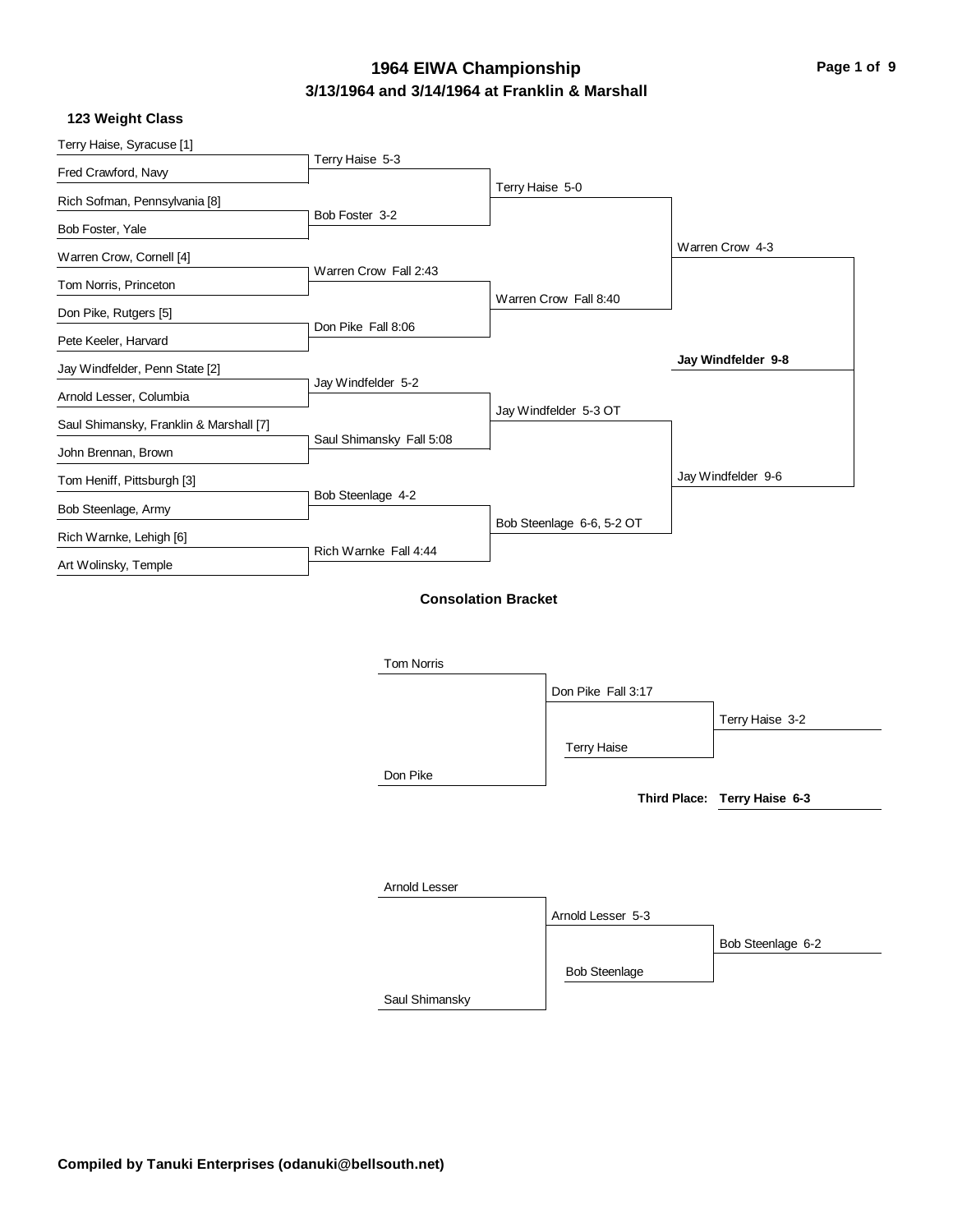# 1964 EIWA Championship

## 3/13/1964 and 3/14/1964 at Franklin & Marshall

### 123 Weight Class

**Championship Bracket**

| First Round | Quarterfinals | Semifinals | Finals |
|---|---|---|---|
| Terry Haise, Syracuse [1] | | | |
| Fred Crawford, Navy | Terry Haise 5-3 | | |
| Rich Sofman, Pennsylvania [8] | | | |
| Bob Foster, Yale | Bob Foster 3-2 | Terry Haise 5-0 | |
| Warren Crow, Cornell [4] | | | |
| Tom Norris, Princeton | Warren Crow Fall 2:43 | | |
| Don Pike, Rutgers [5] | | | |
| Pete Keeler, Harvard | Don Pike Fall 8:06 | Warren Crow Fall 8:40 | Warren Crow 4-3 |
| Jay Windfelder, Penn State [2] | | | |
| Arnold Lesser, Columbia | Jay Windfelder 5-2 | | |
| Saul Shimansky, Franklin & Marshall [7] | | | |
| John Brennan, Brown | Saul Shimansky Fall 5:08 | Jay Windfelder 5-3 OT | |
| Tom Heniff, Pittsburgh [3] | | | |
| Bob Steenlage, Army | Bob Steenlage 4-2 | | |
| Rich Warnke, Lehigh [6] | | | |
| Art Wolinsky, Temple | Rich Warnke Fall 4:44 | Bob Steenlage 6-6, 5-2 OT | Jay Windfelder 9-6 |

**Champion: Jay Windfelder 9-8**

### Consolation Bracket

| Round 1 | Round 2 | Result |
|---|---|---|
| Tom Norris | | |
| Don Pike | Don Pike Fall 3:17 | |
| | Terry Haise | Terry Haise 3-2 |

**Third Place: Terry Haise 6-3**

| Round 1 | Round 2 | Result |
|---|---|---|
| Arnold Lesser | | |
| Saul Shimansky | Arnold Lesser 5-3 | |
| | Bob Steenlage | Bob Steenlage 6-2 |

**Compiled by Tanuki Enterprises (odanuki@bellsouth.net)**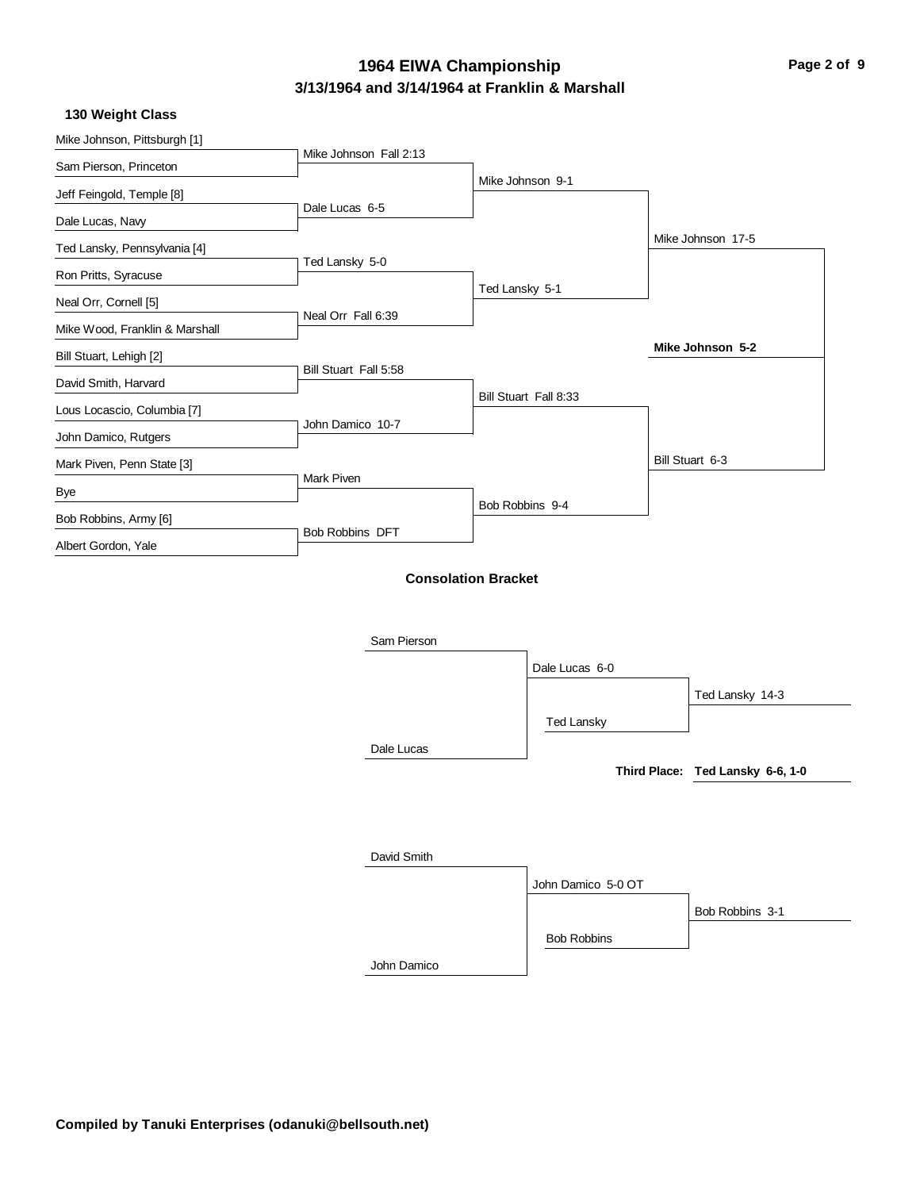# 1964 EIWA Championship

## 3/13/1964 and 3/14/1964 at Franklin & Marshall

### 130 Weight Class

| First Round | Quarterfinals | Semifinals | Finals | Champion |
| --- | --- | --- | --- | --- |
| Mike Johnson, Pittsburgh [1] | Mike Johnson Fall 2:13 | Mike Johnson 9-1 | Mike Johnson 17-5 | **Mike Johnson 5-2** |
| Sam Pierson, Princeton | | | | |
| Jeff Feingold, Temple [8] | Dale Lucas 6-5 | | | |
| Dale Lucas, Navy | | | | |
| Ted Lansky, Pennsylvania [4] | Ted Lansky 5-0 | Ted Lansky 5-1 | | |
| Ron Pritts, Syracuse | | | | |
| Neal Orr, Cornell [5] | Neal Orr Fall 6:39 | | | |
| Mike Wood, Franklin & Marshall | | | | |
| Bill Stuart, Lehigh [2] | Bill Stuart Fall 5:58 | Bill Stuart Fall 8:33 | Bill Stuart 6-3 | |
| David Smith, Harvard | | | | |
| Lous Locascio, Columbia [7] | John Damico 10-7 | | | |
| John Damico, Rutgers | | | | |
| Mark Piven, Penn State [3] | Mark Piven | Bob Robbins 9-4 | | |
| Bye | | | | |
| Bob Robbins, Army [6] | Bob Robbins DFT | | | |
| Albert Gordon, Yale | | | | |

### Consolation Bracket

| Round 1 | Round 2 | Result |
| --- | --- | --- |
| Sam Pierson | Dale Lucas 6-0 | Ted Lansky 14-3 |
| Dale Lucas | Ted Lansky | |

**Third Place: Ted Lansky 6-6, 1-0**

| Round 1 | Round 2 | Result |
| --- | --- | --- |
| David Smith | John Damico 5-0 OT | Bob Robbins 3-1 |
| John Damico | Bob Robbins | |

**Compiled by Tanuki Enterprises (odanuki@bellsouth.net)**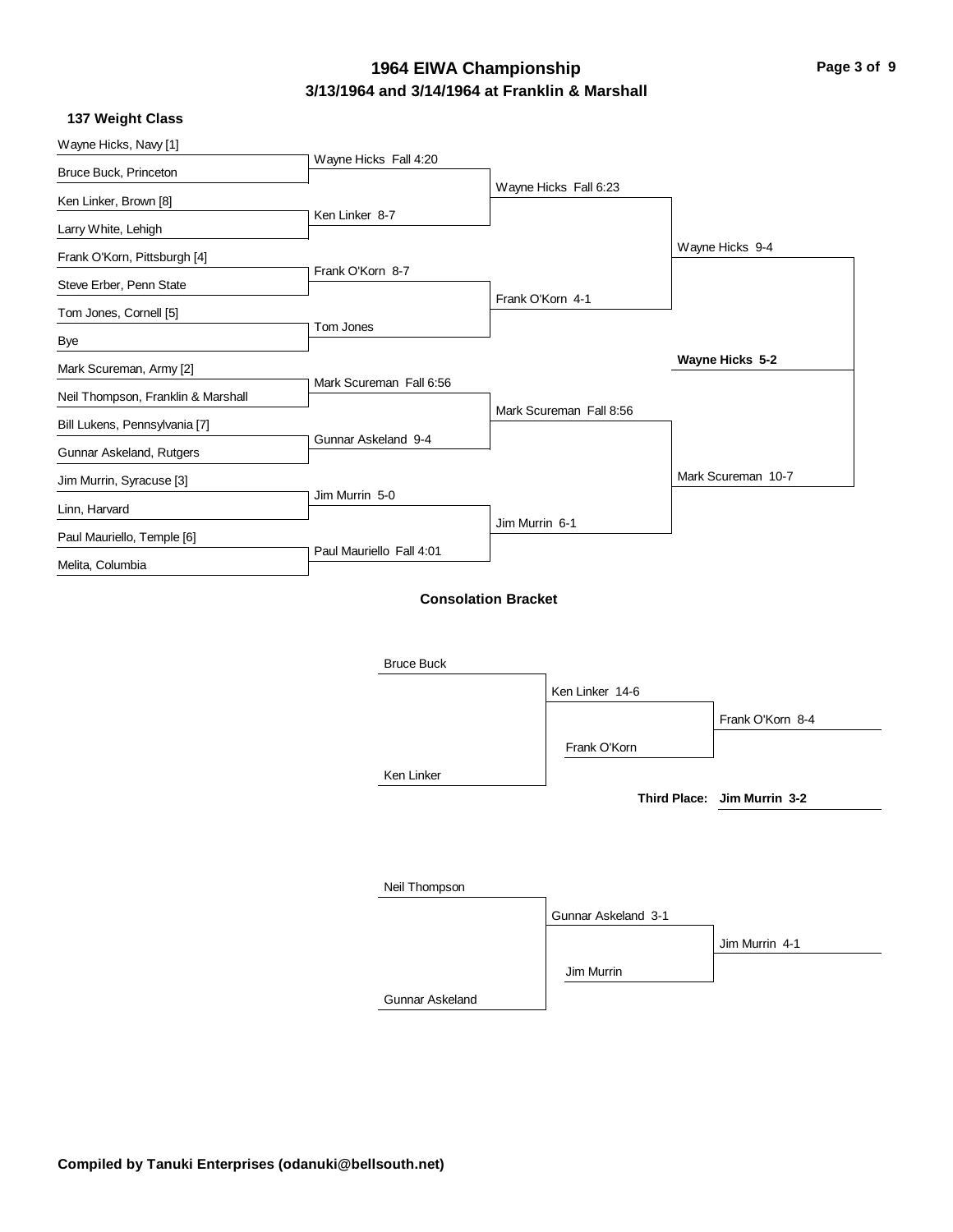# 1964 EIWA Championship

## 3/13/1964 and 3/14/1964 at Franklin & Marshall

### 137 Weight Class

**First Round**

- Wayne Hicks, Navy [1] vs. Bruce Buck, Princeton — Wayne Hicks Fall 4:20
- Ken Linker, Brown [8] vs. Larry White, Lehigh — Ken Linker 8-7
- Frank O'Korn, Pittsburgh [4] vs. Steve Erber, Penn State — Frank O'Korn 8-7
- Tom Jones, Cornell [5] vs. Bye — Tom Jones
- Mark Scureman, Army [2] vs. Neil Thompson, Franklin & Marshall — Mark Scureman Fall 6:56
- Bill Lukens, Pennsylvania [7] vs. Gunnar Askeland, Rutgers — Gunnar Askeland 9-4
- Jim Murrin, Syracuse [3] vs. Linn, Harvard — Jim Murrin 5-0
- Paul Mauriello, Temple [6] vs. Melita, Columbia — Paul Mauriello Fall 4:01

**Quarterfinals**

- Wayne Hicks Fall 6:23
- Frank O'Korn 4-1
- Mark Scureman Fall 8:56
- Jim Murrin 6-1

**Semifinals**

- Wayne Hicks 9-4
- Mark Scureman 10-7

**Final**

- **Wayne Hicks 5-2**

### Consolation Bracket

- Bruce Buck vs. Ken Linker — Ken Linker 14-6
- Ken Linker vs. Frank O'Korn — Frank O'Korn 8-4
- Neil Thompson vs. Gunnar Askeland — Gunnar Askeland 3-1
- Gunnar Askeland vs. Jim Murrin — Jim Murrin 4-1

**Third Place: Jim Murrin 3-2**

**Compiled by Tanuki Enterprises (odanuki@bellsouth.net)**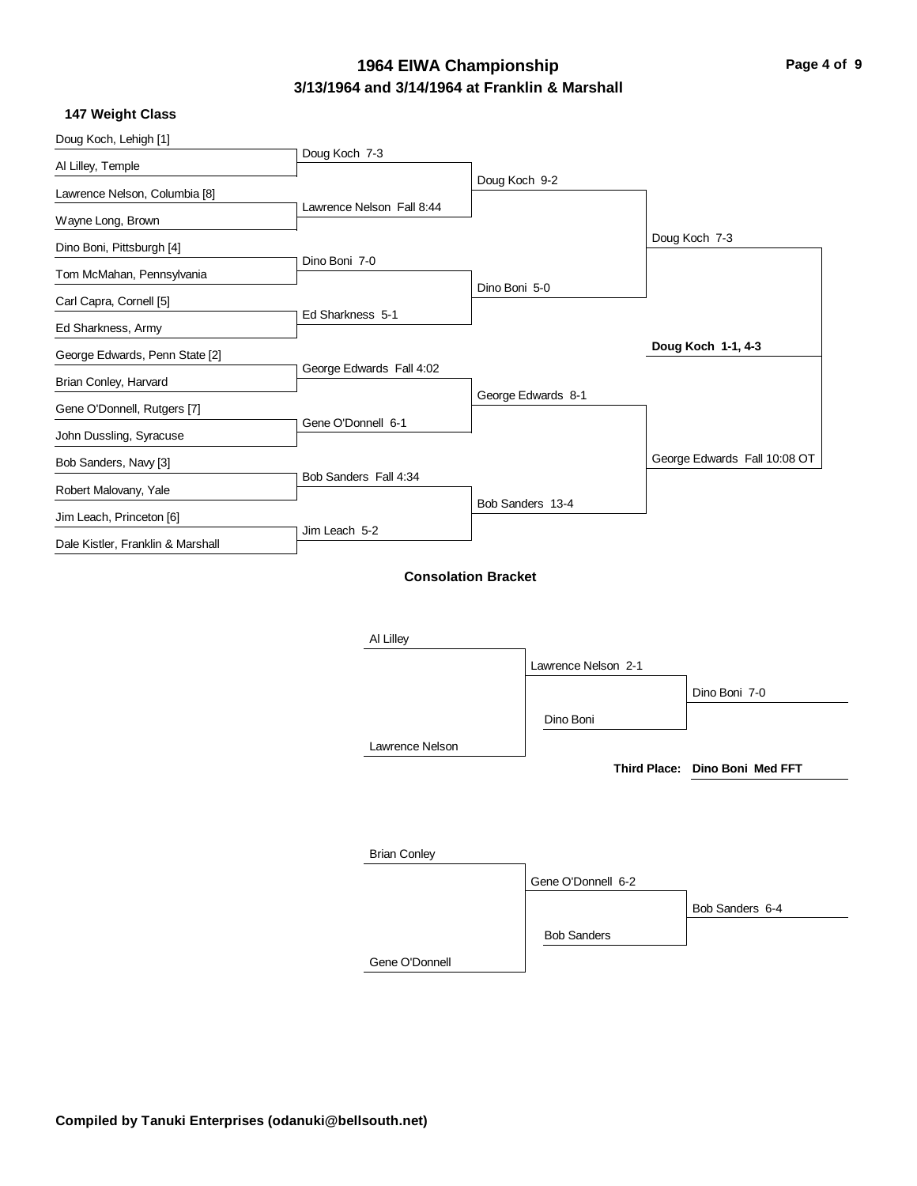# 1964 EIWA Championship

## 3/13/1964 and 3/14/1964 at Franklin & Marshall

### 147 Weight Class

**Championship Bracket**

First Round:

- Doug Koch, Lehigh [1] vs. Al Lilley, Temple — Doug Koch 7-3
- Lawrence Nelson, Columbia [8] vs. Wayne Long, Brown — Lawrence Nelson Fall 8:44
- Dino Boni, Pittsburgh [4] vs. Tom McMahan, Pennsylvania — Dino Boni 7-0
- Carl Capra, Cornell [5] vs. Ed Sharkness, Army — Ed Sharkness 5-1
- George Edwards, Penn State [2] vs. Brian Conley, Harvard — George Edwards Fall 4:02
- Gene O'Donnell, Rutgers [7] vs. John Dussling, Syracuse — Gene O'Donnell 6-1
- Bob Sanders, Navy [3] vs. Robert Malovany, Yale — Bob Sanders Fall 4:34
- Jim Leach, Princeton [6] vs. Dale Kistler, Franklin & Marshall — Jim Leach 5-2

Quarterfinals:

- Doug Koch 9-2
- Dino Boni 5-0
- George Edwards 8-1
- Bob Sanders 13-4

Semifinals:

- Doug Koch 7-3
- George Edwards Fall 10:08 OT

Final:

- **Doug Koch 1-1, 4-3**

**Consolation Bracket**

- Al Lilley vs. Lawrence Nelson — Lawrence Nelson 2-1
- Lawrence Nelson vs. Dino Boni — Dino Boni 7-0
- **Third Place: Dino Boni Med FFT**

- Brian Conley vs. Gene O'Donnell — Gene O'Donnell 6-2
- Gene O'Donnell vs. Bob Sanders — Bob Sanders 6-4

**Compiled by Tanuki Enterprises (odanuki@bellsouth.net)**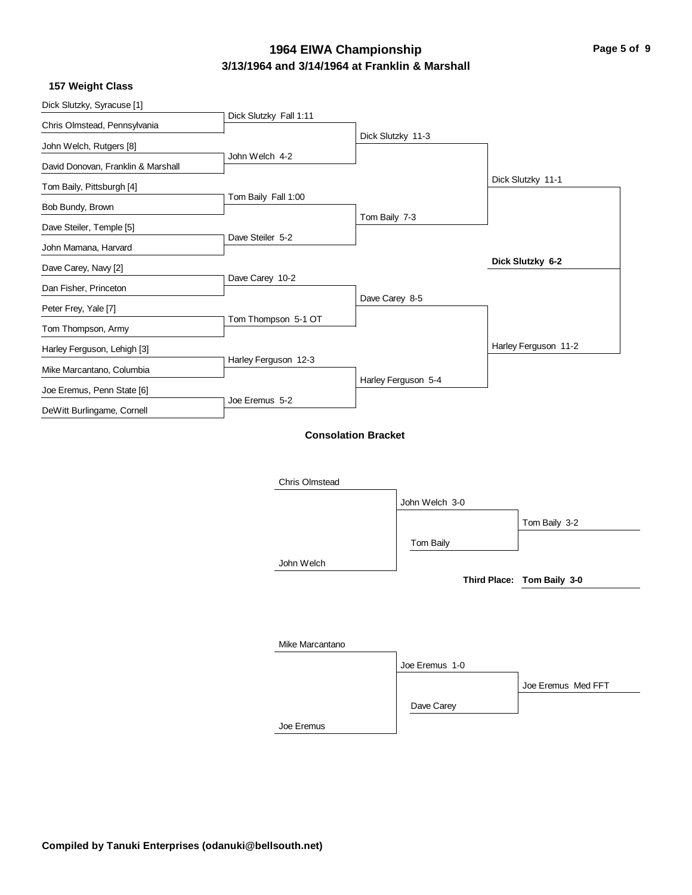# 1964 EIWA Championship

## 3/13/1964 and 3/14/1964 at Franklin & Marshall

### 157 Weight Class

**Championship Bracket**

**First Round**

- Dick Slutzky, Syracuse [1] vs. Chris Olmstead, Pennsylvania — Dick Slutzky Fall 1:11
- John Welch, Rutgers [8] vs. David Donovan, Franklin & Marshall — John Welch 4-2
- Tom Baily, Pittsburgh [4] vs. Bob Bundy, Brown — Tom Baily Fall 1:00
- Dave Steiler, Temple [5] vs. John Mamana, Harvard — Dave Steiler 5-2
- Dave Carey, Navy [2] vs. Dan Fisher, Princeton — Dave Carey 10-2
- Peter Frey, Yale [7] vs. Tom Thompson, Army — Tom Thompson 5-1 OT
- Harley Ferguson, Lehigh [3] vs. Mike Marcantano, Columbia — Harley Ferguson 12-3
- Joe Eremus, Penn State [6] vs. DeWitt Burlingame, Cornell — Joe Eremus 5-2

**Quarterfinals**

- Dick Slutzky 11-3
- Tom Baily 7-3
- Dave Carey 8-5
- Harley Ferguson 5-4

**Semifinals**

- Dick Slutzky 11-1
- Harley Ferguson 11-2

**Final**

- **Dick Slutzky 6-2**

### Consolation Bracket

- Chris Olmstead vs. John Welch — John Welch 3-0
- John Welch vs. Tom Baily — Tom Baily 3-2
- **Third Place: Tom Baily 3-0**

- Mike Marcantano vs. Joe Eremus — Joe Eremus 1-0
- Joe Eremus vs. Dave Carey — Joe Eremus Med FFT

**Compiled by Tanuki Enterprises (odanuki@bellsouth.net)**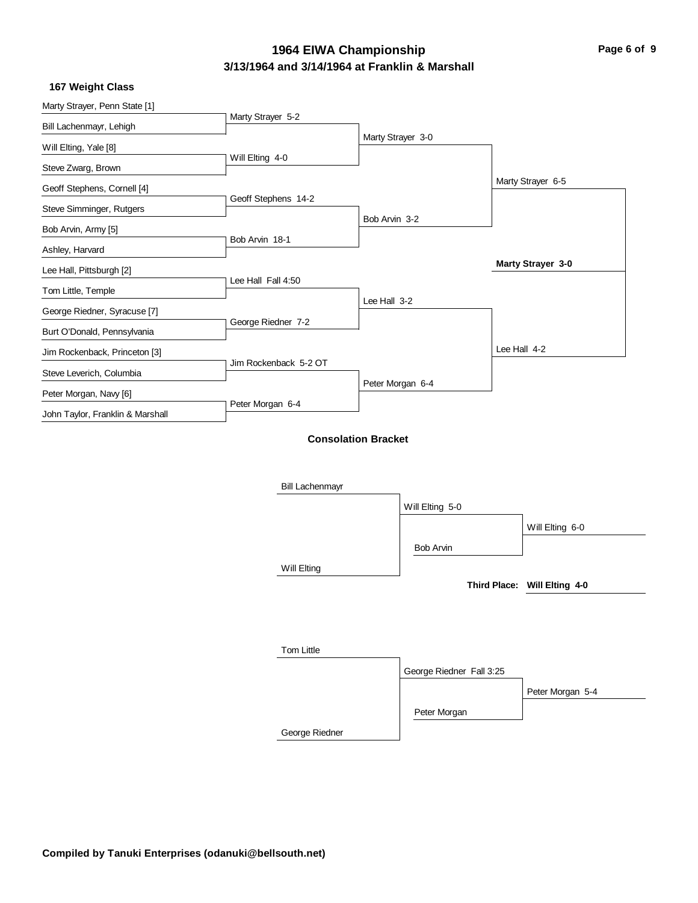# 1964 EIWA Championship

## 3/13/1964 and 3/14/1964 at Franklin & Marshall

### 167 Weight Class

**First Round**

- Marty Strayer, Penn State [1] vs. Bill Lachenmayr, Lehigh — Marty Strayer 5-2
- Will Elting, Yale [8] vs. Steve Zwarg, Brown — Will Elting 4-0
- Geoff Stephens, Cornell [4] vs. Steve Simminger, Rutgers — Geoff Stephens 14-2
- Bob Arvin, Army [5] vs. Ashley, Harvard — Bob Arvin 18-1
- Lee Hall, Pittsburgh [2] vs. Tom Little, Temple — Lee Hall Fall 4:50
- George Riedner, Syracuse [7] vs. Burt O'Donald, Pennsylvania — George Riedner 7-2
- Jim Rockenback, Princeton [3] vs. Steve Leverich, Columbia — Jim Rockenback 5-2 OT
- Peter Morgan, Navy [6] vs. John Taylor, Franklin & Marshall — Peter Morgan 6-4

**Quarterfinals**

- Marty Strayer 3-0
- Bob Arvin 3-2
- Lee Hall 3-2
- Peter Morgan 6-4

**Semifinals**

- Marty Strayer 6-5
- Lee Hall 4-2

**Final**

- **Marty Strayer 3-0**

### Consolation Bracket

- Bill Lachenmayr vs. Will Elting — Will Elting 5-0
- Will Elting vs. Bob Arvin — Will Elting 6-0
- **Third Place: Will Elting 4-0**

- Tom Little vs. George Riedner — George Riedner Fall 3:25
- George Riedner vs. Peter Morgan — Peter Morgan 5-4

Compiled by Tanuki Enterprises (odanuki@bellsouth.net)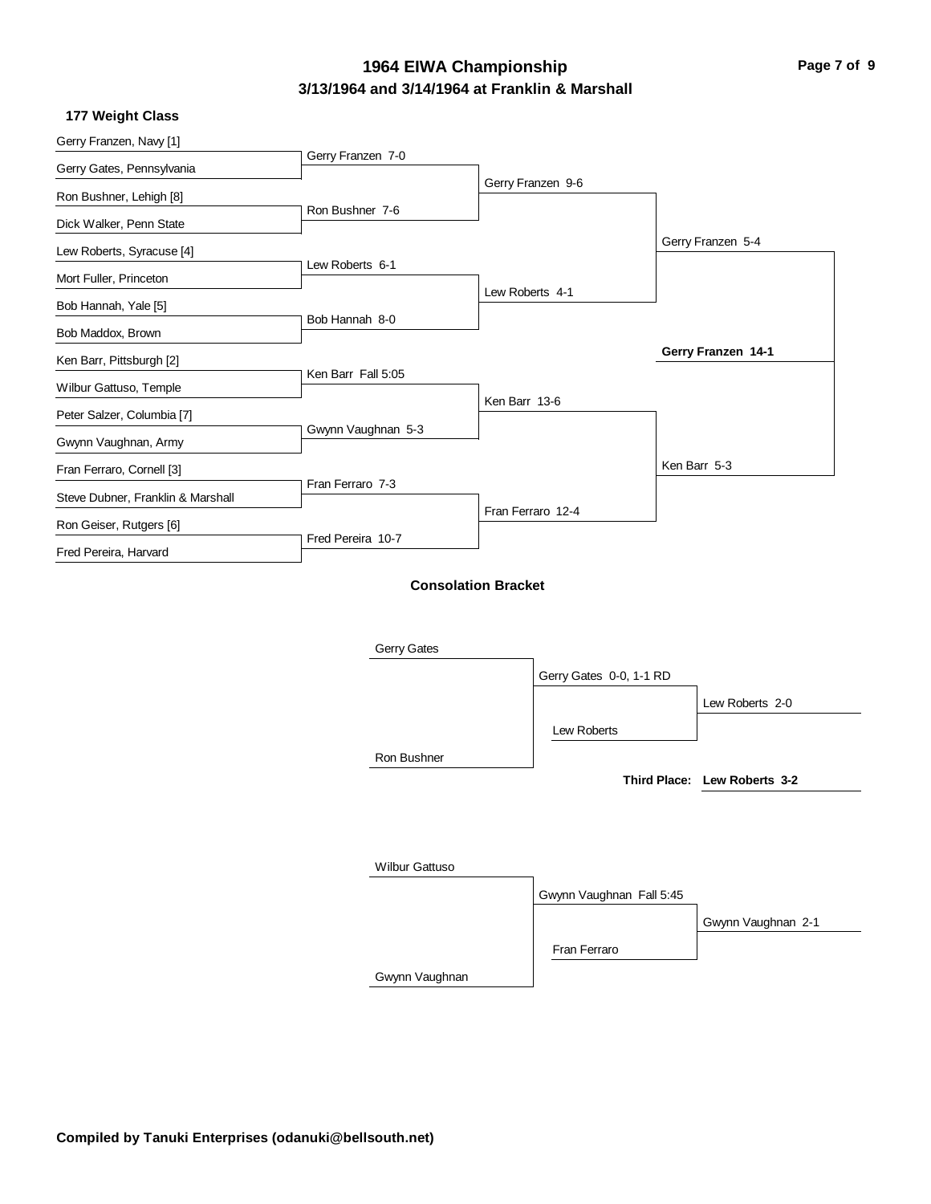# 1964 EIWA Championship

## 3/13/1964 and 3/14/1964 at Franklin & Marshall

### 177 Weight Class

**First Round**

- Gerry Franzen, Navy [1] vs. Gerry Gates, Pennsylvania — Gerry Franzen 7-0
- Ron Bushner, Lehigh [8] vs. Dick Walker, Penn State — Ron Bushner 7-6
- Lew Roberts, Syracuse [4] vs. Mort Fuller, Princeton — Lew Roberts 6-1
- Bob Hannah, Yale [5] vs. Bob Maddox, Brown — Bob Hannah 8-0
- Ken Barr, Pittsburgh [2] vs. Wilbur Gattuso, Temple — Ken Barr Fall 5:05
- Peter Salzer, Columbia [7] vs. Gwynn Vaughnan, Army — Gwynn Vaughnan 5-3
- Fran Ferraro, Cornell [3] vs. Steve Dubner, Franklin & Marshall — Fran Ferraro 7-3
- Ron Geiser, Rutgers [6] vs. Fred Pereira, Harvard — Fred Pereira 10-7

**Quarterfinals**

- Gerry Franzen 9-6
- Lew Roberts 4-1
- Ken Barr 13-6
- Fran Ferraro 12-4

**Semifinals**

- Gerry Franzen 5-4
- Ken Barr 5-3

**Final**

- **Gerry Franzen 14-1**

### Consolation Bracket

- Gerry Gates vs. Ron Bushner — Gerry Gates 0-0, 1-1 RD
- Gerry Gates vs. Lew Roberts — Lew Roberts 2-0
- **Third Place: Lew Roberts 3-2**

- Wilbur Gattuso vs. Gwynn Vaughnan — Gwynn Vaughnan Fall 5:45
- Gwynn Vaughnan vs. Fran Ferraro — Gwynn Vaughnan 2-1

**Compiled by Tanuki Enterprises (odanuki@bellsouth.net)**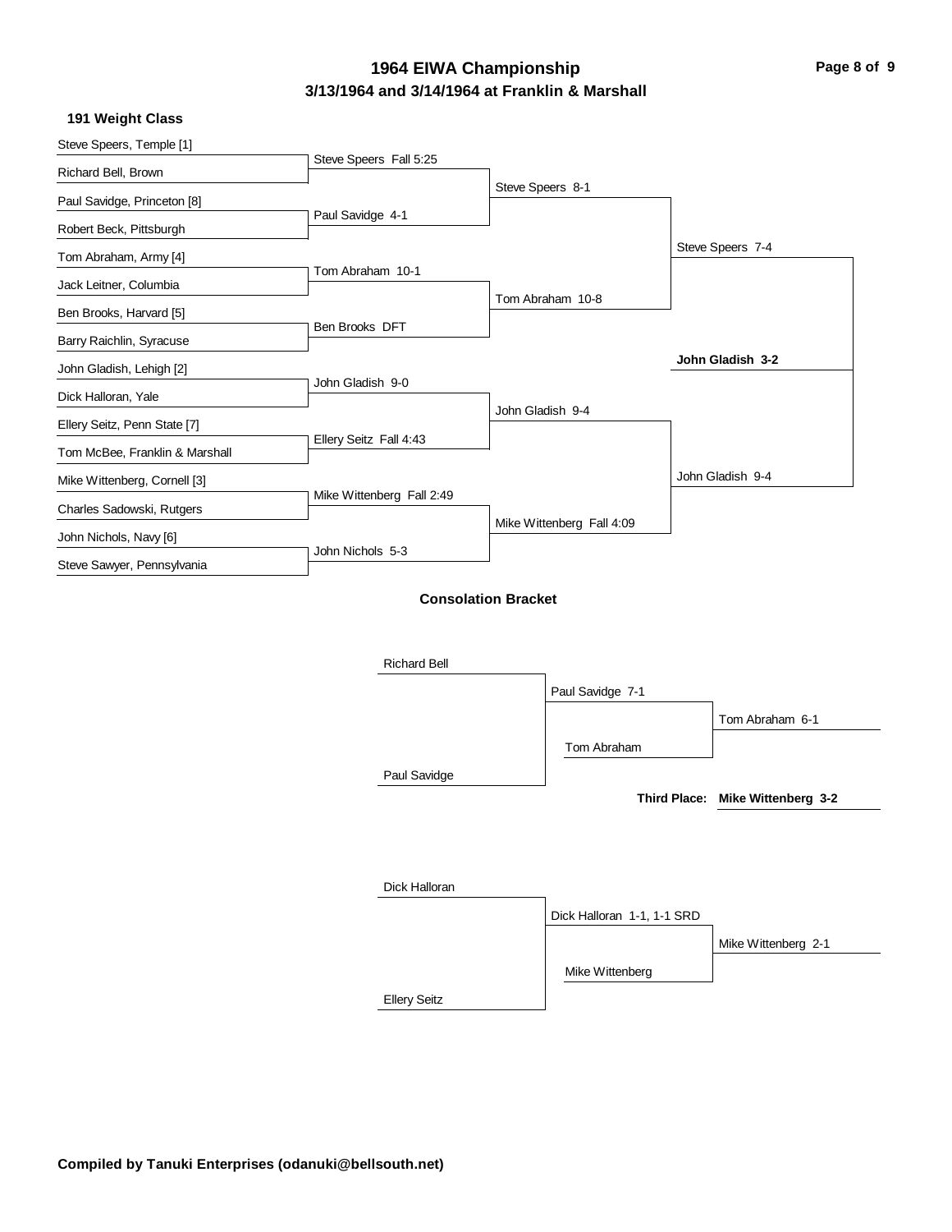# 1964 EIWA Championship

## 3/13/1964 and 3/14/1964 at Franklin & Marshall

### 191 Weight Class

**Championship Bracket**

| First Round | Quarterfinals | Semifinals | Finals |
|---|---|---|---|
| Steve Speers, Temple [1] vs. Richard Bell, Brown | Steve Speers Fall 5:25 | | |
| Paul Savidge, Princeton [8] vs. Robert Beck, Pittsburgh | Paul Savidge 4-1 | Steve Speers 8-1 | |
| Tom Abraham, Army [4] vs. Jack Leitner, Columbia | Tom Abraham 10-1 | | |
| Ben Brooks, Harvard [5] vs. Barry Raichlin, Syracuse | Ben Brooks DFT | Tom Abraham 10-8 | Steve Speers 7-4 |
| John Gladish, Lehigh [2] vs. Dick Halloran, Yale | John Gladish 9-0 | | |
| Ellery Seitz, Penn State [7] vs. Tom McBee, Franklin & Marshall | Ellery Seitz Fall 4:43 | John Gladish 9-4 | |
| Mike Wittenberg, Cornell [3] vs. Charles Sadowski, Rutgers | Mike Wittenberg Fall 2:49 | | |
| John Nichols, Navy [6] vs. Steve Sawyer, Pennsylvania | John Nichols 5-3 | Mike Wittenberg Fall 4:09 | John Gladish 9-4 |

**Champion: John Gladish 3-2**

### Consolation Bracket

| Round 1 | Round 2 | Consolation Final |
|---|---|---|
| Richard Bell vs. Paul Savidge | Paul Savidge 7-1 | |
| | Tom Abraham | Tom Abraham 6-1 |
| Dick Halloran vs. Ellery Seitz | Dick Halloran 1-1, 1-1 SRD | |
| | Mike Wittenberg | Mike Wittenberg 2-1 |

**Third Place: Mike Wittenberg 3-2**

**Compiled by Tanuki Enterprises (odanuki@bellsouth.net)**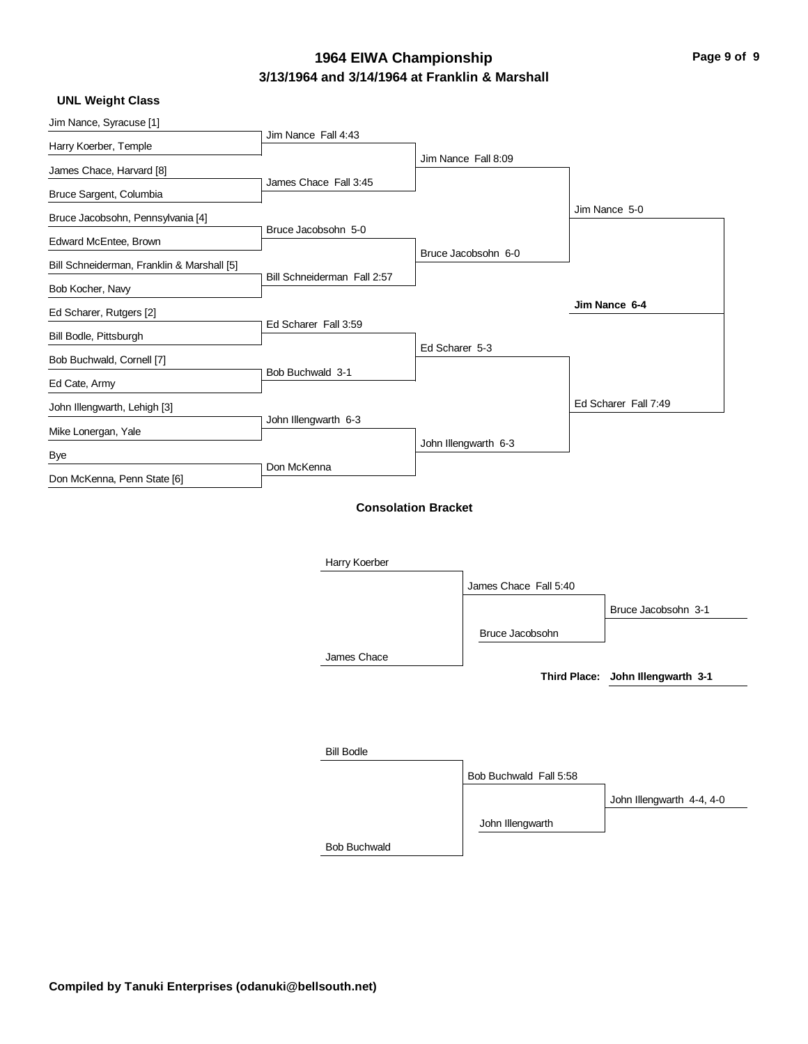# 1964 EIWA Championship

## 3/13/1964 and 3/14/1964 at Franklin & Marshall

### UNL Weight Class

Jim Nance, Syracuse [1]
Harry Koerber, Temple
James Chace, Harvard [8]
Bruce Sargent, Columbia
Bruce Jacobsohn, Pennsylvania [4]
Edward McEntee, Brown
Bill Schneiderman, Franklin & Marshall [5]
Bob Kocher, Navy
Ed Scharer, Rutgers [2]
Bill Bodle, Pittsburgh
Bob Buchwald, Cornell [7]
Ed Cate, Army
John Illengwarth, Lehigh [3]
Mike Lonergan, Yale
Bye
Don McKenna, Penn State [6]

Jim Nance Fall 4:43
James Chace Fall 3:45
Bruce Jacobsohn 5-0
Bill Schneiderman Fall 2:57
Ed Scharer Fall 3:59
Bob Buchwald 3-1
John Illengwarth 6-3
Don McKenna

Jim Nance Fall 8:09
Bruce Jacobsohn 6-0
Ed Scharer 5-3
John Illengwarth 6-3

Jim Nance 5-0
Ed Scharer Fall 7:49

**Jim Nance 6-4**

### Consolation Bracket

Harry Koerber
James Chace

James Chace Fall 5:40
Bruce Jacobsohn

Bruce Jacobsohn 3-1

**Third Place: John Illengwarth 3-1**

Bill Bodle
Bob Buchwald

Bob Buchwald Fall 5:58
John Illengwarth

John Illengwarth 4-4, 4-0

**Compiled by Tanuki Enterprises (odanuki@bellsouth.net)**